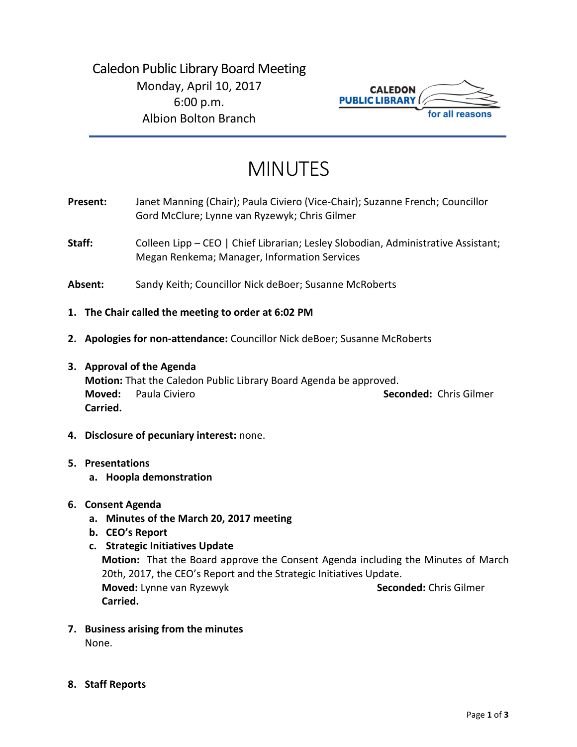Caledon Public Library Board Meeting
Monday, April 10, 2017
6:00 p.m.
Albion Bolton Branch

CALEDON PUBLIC LIBRARY for all reasons

# MINUTES

**Present:** Janet Manning (Chair); Paula Civiero (Vice-Chair); Suzanne French; Councillor Gord McClure; Lynne van Ryzewyk; Chris Gilmer

**Staff:** Colleen Lipp – CEO | Chief Librarian; Lesley Slobodian, Administrative Assistant; Megan Renkema; Manager, Information Services

**Absent:** Sandy Keith; Councillor Nick deBoer; Susanne McRoberts

1. **The Chair called the meeting to order at 6:02 PM**

2. **Apologies for non-attendance:** Councillor Nick deBoer; Susanne McRoberts

3. **Approval of the Agenda**
   **Motion:** That the Caledon Public Library Board Agenda be approved.
   **Moved:** Paula Civiero **Seconded:** Chris Gilmer
   **Carried.**

4. **Disclosure of pecuniary interest:** none.

5. **Presentations**
   a. **Hoopla demonstration**

6. **Consent Agenda**
   a. **Minutes of the March 20, 2017 meeting**
   b. **CEO's Report**
   c. **Strategic Initiatives Update**
      **Motion:** That the Board approve the Consent Agenda including the Minutes of March 20th, 2017, the CEO's Report and the Strategic Initiatives Update.
      **Moved:** Lynne van Ryzewyk **Seconded:** Chris Gilmer
      **Carried.**

7. **Business arising from the minutes**
   None.

8. **Staff Reports**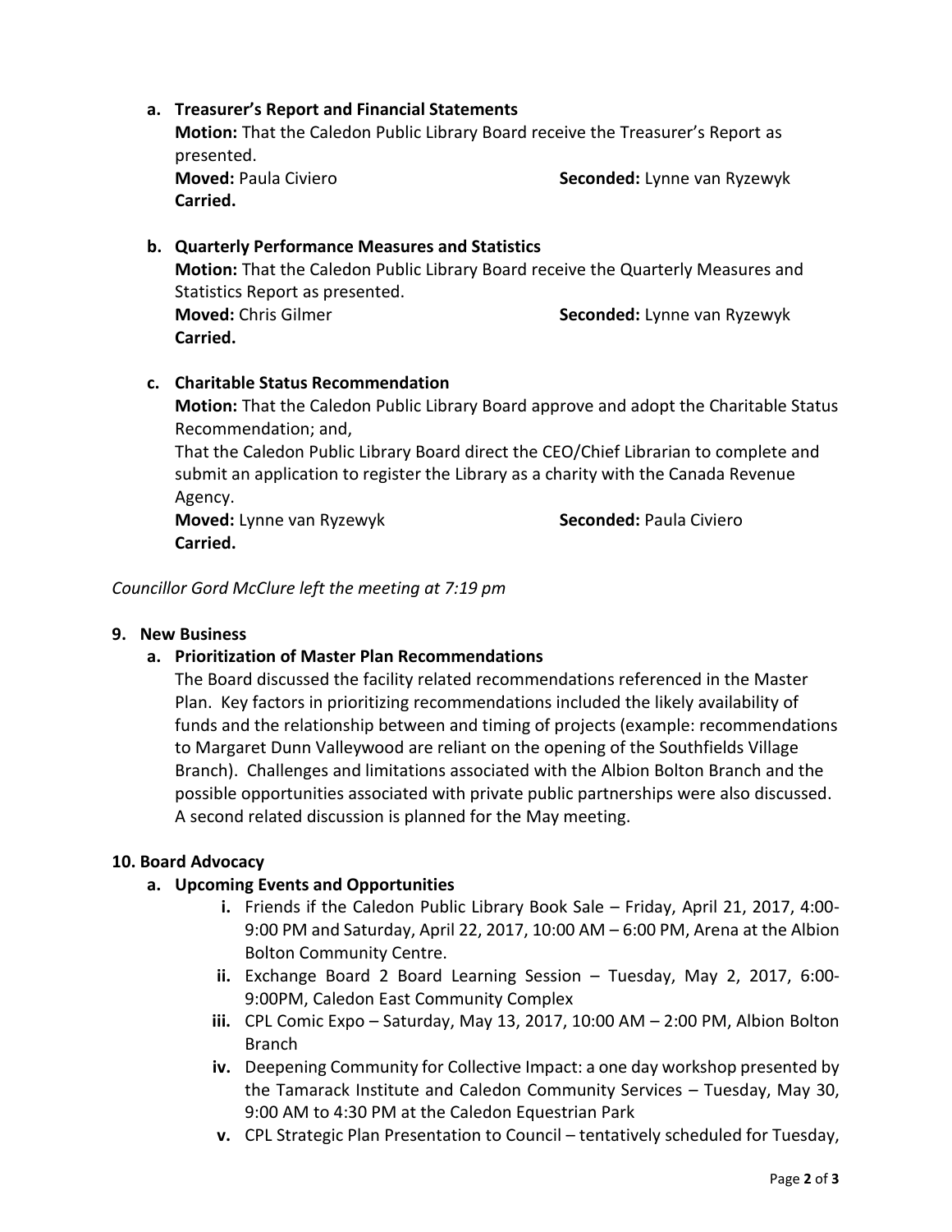**a. Treasurer's Report and Financial Statements**

**Motion:** That the Caledon Public Library Board receive the Treasurer's Report as presented.

**Moved:** Paula Civiero **Seconded:** Lynne van Ryzewyk

**Carried.**

**b. Quarterly Performance Measures and Statistics**

**Motion:** That the Caledon Public Library Board receive the Quarterly Measures and Statistics Report as presented.

**Moved:** Chris Gilmer **Seconded:** Lynne van Ryzewyk

**Carried.**

**c. Charitable Status Recommendation**

**Motion:** That the Caledon Public Library Board approve and adopt the Charitable Status Recommendation; and,

That the Caledon Public Library Board direct the CEO/Chief Librarian to complete and submit an application to register the Library as a charity with the Canada Revenue Agency.

**Moved:** Lynne van Ryzewyk **Seconded:** Paula Civiero

**Carried.**

*Councillor Gord McClure left the meeting at 7:19 pm*

## 9. New Business

### a. Prioritization of Master Plan Recommendations

The Board discussed the facility related recommendations referenced in the Master Plan. Key factors in prioritizing recommendations included the likely availability of funds and the relationship between and timing of projects (example: recommendations to Margaret Dunn Valleywood are reliant on the opening of the Southfields Village Branch). Challenges and limitations associated with the Albion Bolton Branch and the possible opportunities associated with private public partnerships were also discussed. A second related discussion is planned for the May meeting.

## 10. Board Advocacy

### a. Upcoming Events and Opportunities

- **i.** Friends if the Caledon Public Library Book Sale – Friday, April 21, 2017, 4:00-9:00 PM and Saturday, April 22, 2017, 10:00 AM – 6:00 PM, Arena at the Albion Bolton Community Centre.
- **ii.** Exchange Board 2 Board Learning Session – Tuesday, May 2, 2017, 6:00-9:00PM, Caledon East Community Complex
- **iii.** CPL Comic Expo – Saturday, May 13, 2017, 10:00 AM – 2:00 PM, Albion Bolton Branch
- **iv.** Deepening Community for Collective Impact: a one day workshop presented by the Tamarack Institute and Caledon Community Services – Tuesday, May 30, 9:00 AM to 4:30 PM at the Caledon Equestrian Park
- **v.** CPL Strategic Plan Presentation to Council – tentatively scheduled for Tuesday,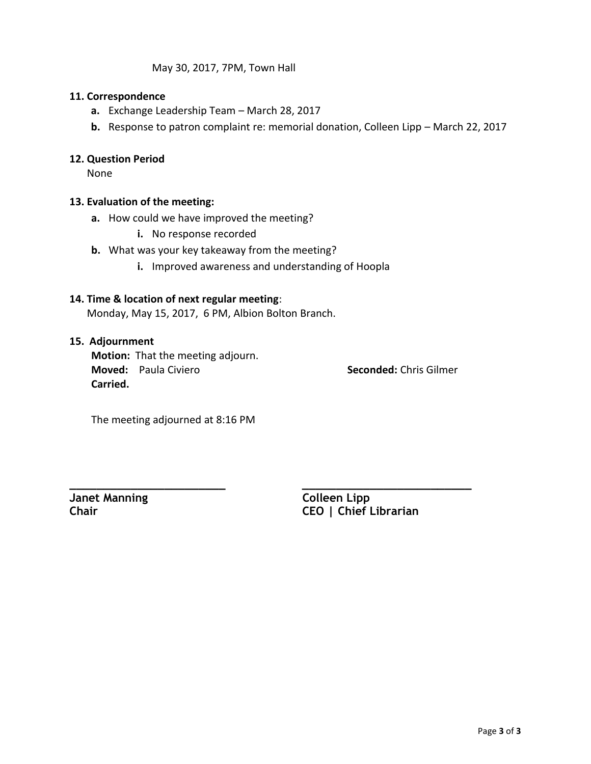May 30, 2017, 7PM, Town Hall

**11. Correspondence**

- **a.** Exchange Leadership Team – March 28, 2017
- **b.** Response to patron complaint re: memorial donation, Colleen Lipp – March 22, 2017

**12. Question Period**

None

**13. Evaluation of the meeting:**

- **a.** How could we have improved the meeting?
  - **i.** No response recorded
- **b.** What was your key takeaway from the meeting?
  - **i.** Improved awareness and understanding of Hoopla

**14. Time & location of next regular meeting**:

Monday, May 15, 2017, 6 PM, Albion Bolton Branch.

**15. Adjournment**

**Motion:** That the meeting adjourn.

**Moved:** Paula Civiero **Seconded:** Chris Gilmer

**Carried.**

The meeting adjourned at 8:16 PM

_________________________ _________________________

**Janet Manning**
**Chair**

**Colleen Lipp**
**CEO | Chief Librarian**